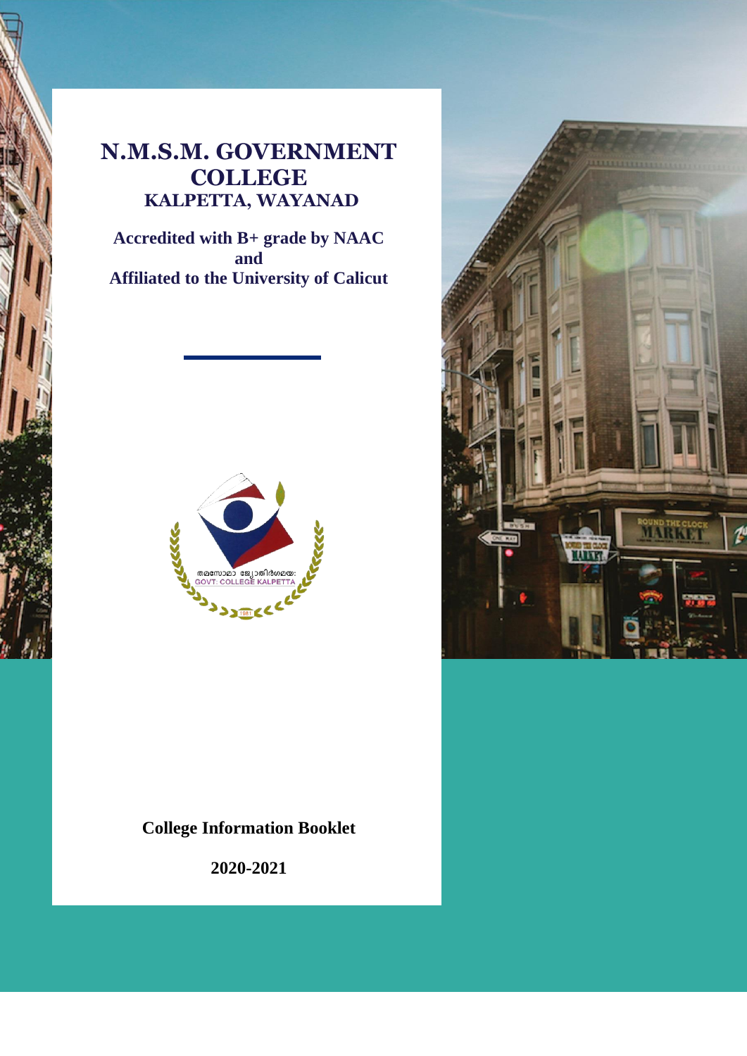# N.M.S.M. GOVERNMENT COLLEGE
## KALPETTA, WAYANAD

**Accredited with B+ grade by NAAC**
**and**
**Affiliated to the University of Calicut**

**College Information Booklet**

**2020-2021**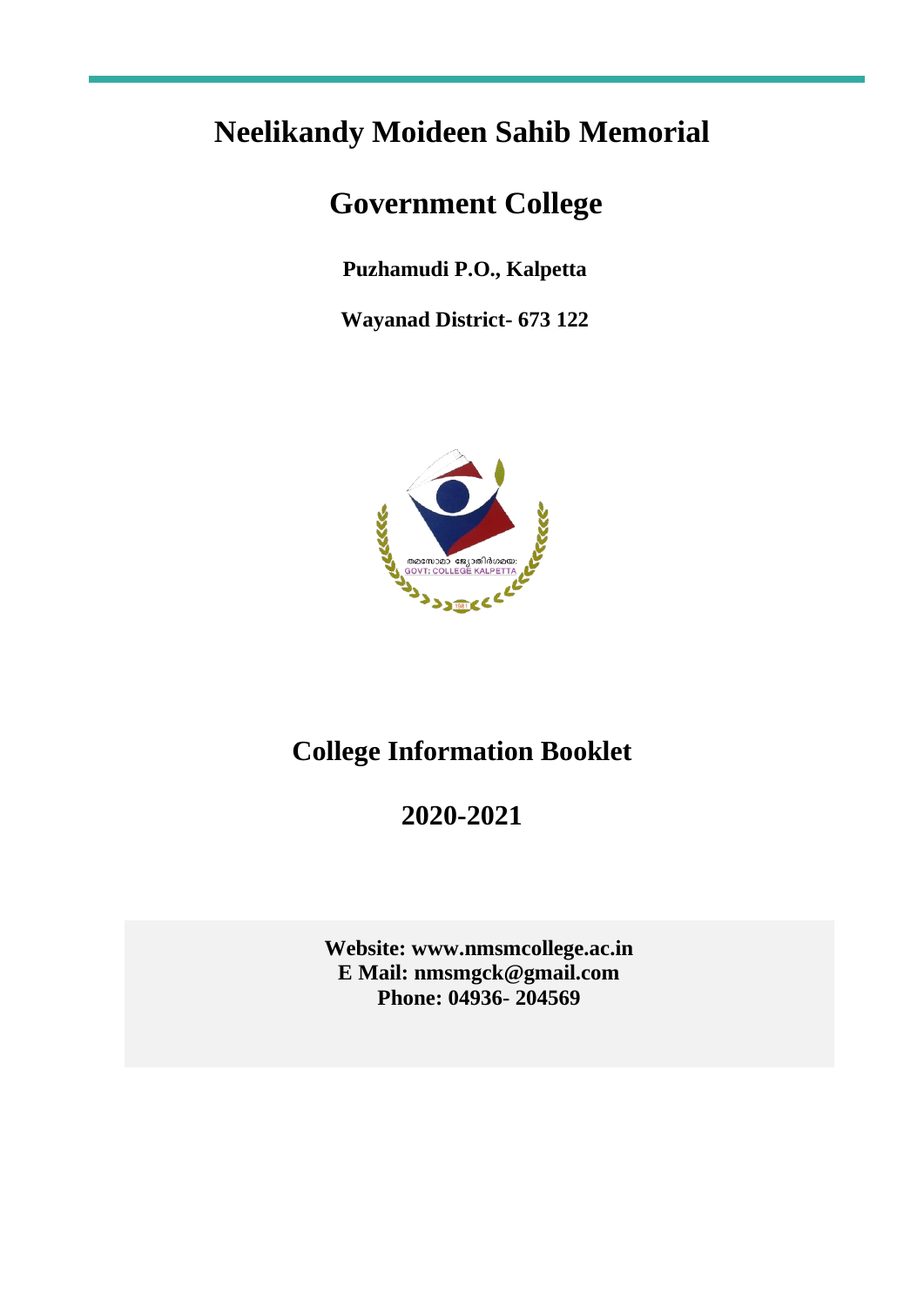# Neelikandy Moideen Sahib Memorial

# Government College

**Puzhamudi P.O., Kalpetta**

**Wayanad District- 673 122**

## College Information Booklet

## 2020-2021

**Website: www.nmsmcollege.ac.in**
**E Mail: nmsmgck@gmail.com**
**Phone: 04936- 204569**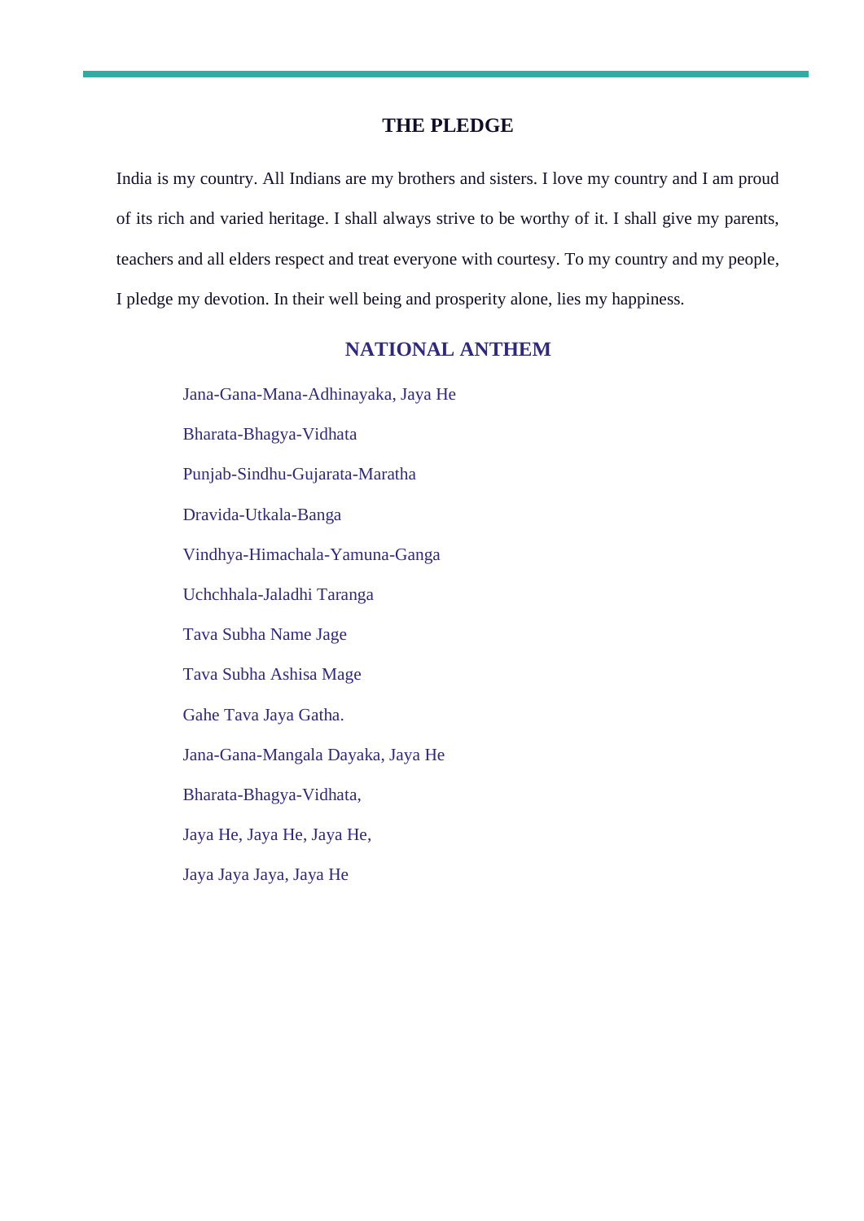## THE PLEDGE

India is my country. All Indians are my brothers and sisters. I love my country and I am proud of its rich and varied heritage. I shall always strive to be worthy of it. I shall give my parents, teachers and all elders respect and treat everyone with courtesy. To my country and my people, I pledge my devotion. In their well being and prosperity alone, lies my happiness.

## NATIONAL ANTHEM

Jana-Gana-Mana-Adhinayaka, Jaya He

Bharata-Bhagya-Vidhata

Punjab-Sindhu-Gujarata-Maratha

Dravida-Utkala-Banga

Vindhya-Himachala-Yamuna-Ganga

Uchchhala-Jaladhi Taranga

Tava Subha Name Jage

Tava Subha Ashisa Mage

Gahe Tava Jaya Gatha.

Jana-Gana-Mangala Dayaka, Jaya He

Bharata-Bhagya-Vidhata,

Jaya He, Jaya He, Jaya He,

Jaya Jaya Jaya, Jaya He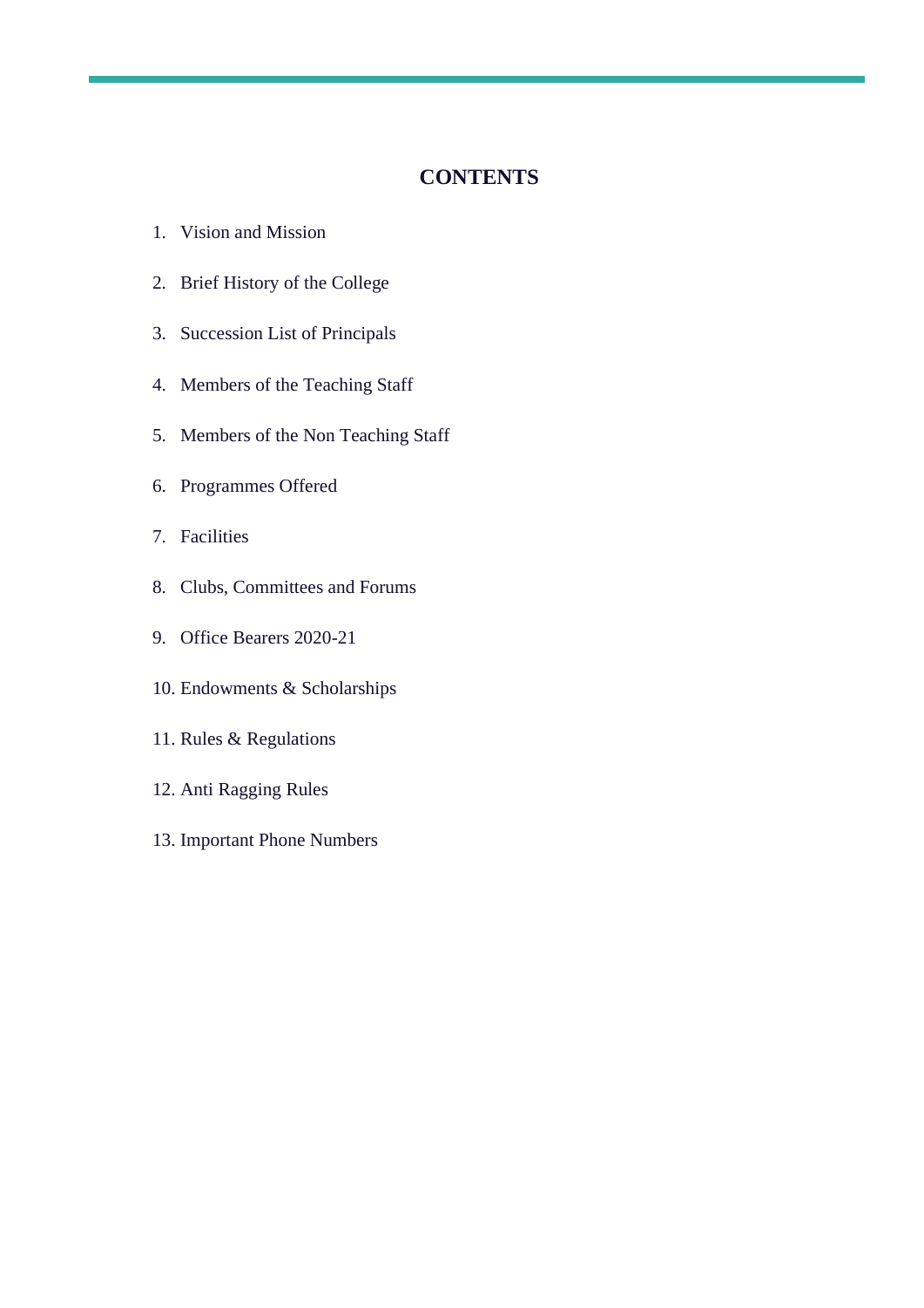# CONTENTS

1. Vision and Mission
2. Brief History of the College
3. Succession List of Principals
4. Members of the Teaching Staff
5. Members of the Non Teaching Staff
6. Programmes Offered
7. Facilities
8. Clubs, Committees and Forums
9. Office Bearers 2020-21
10. Endowments & Scholarships
11. Rules & Regulations
12. Anti Ragging Rules
13. Important Phone Numbers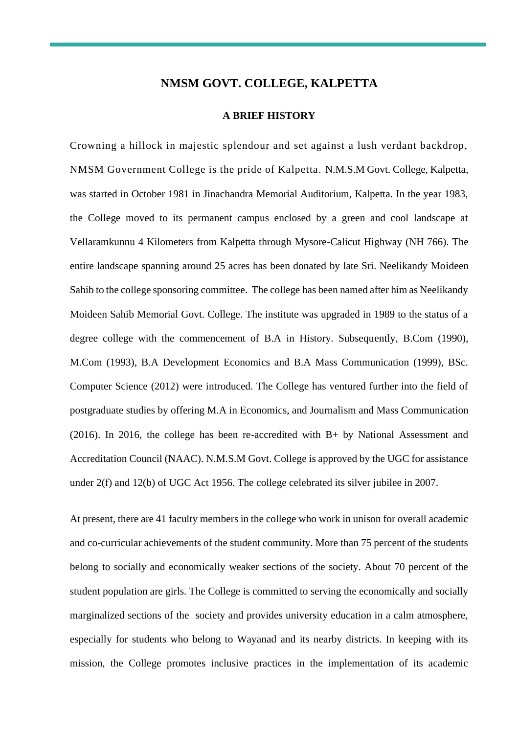# NMSM GOVT. COLLEGE, KALPETTA

## A BRIEF HISTORY

Crowning a hillock in majestic splendour and set against a lush verdant backdrop, NMSM Government College is the pride of Kalpetta. N.M.S.M Govt. College, Kalpetta, was started in October 1981 in Jinachandra Memorial Auditorium, Kalpetta. In the year 1983, the College moved to its permanent campus enclosed by a green and cool landscape at Vellaramkunnu 4 Kilometers from Kalpetta through Mysore-Calicut Highway (NH 766). The entire landscape spanning around 25 acres has been donated by late Sri. Neelikandy Moideen Sahib to the college sponsoring committee. The college has been named after him as Neelikandy Moideen Sahib Memorial Govt. College. The institute was upgraded in 1989 to the status of a degree college with the commencement of B.A in History. Subsequently, B.Com (1990), M.Com (1993), B.A Development Economics and B.A Mass Communication (1999), BSc. Computer Science (2012) were introduced. The College has ventured further into the field of postgraduate studies by offering M.A in Economics, and Journalism and Mass Communication (2016). In 2016, the college has been re-accredited with B+ by National Assessment and Accreditation Council (NAAC). N.M.S.M Govt. College is approved by the UGC for assistance under 2(f) and 12(b) of UGC Act 1956. The college celebrated its silver jubilee in 2007.

At present, there are 41 faculty members in the college who work in unison for overall academic and co-curricular achievements of the student community. More than 75 percent of the students belong to socially and economically weaker sections of the society. About 70 percent of the student population are girls. The College is committed to serving the economically and socially marginalized sections of the society and provides university education in a calm atmosphere, especially for students who belong to Wayanad and its nearby districts. In keeping with its mission, the College promotes inclusive practices in the implementation of its academic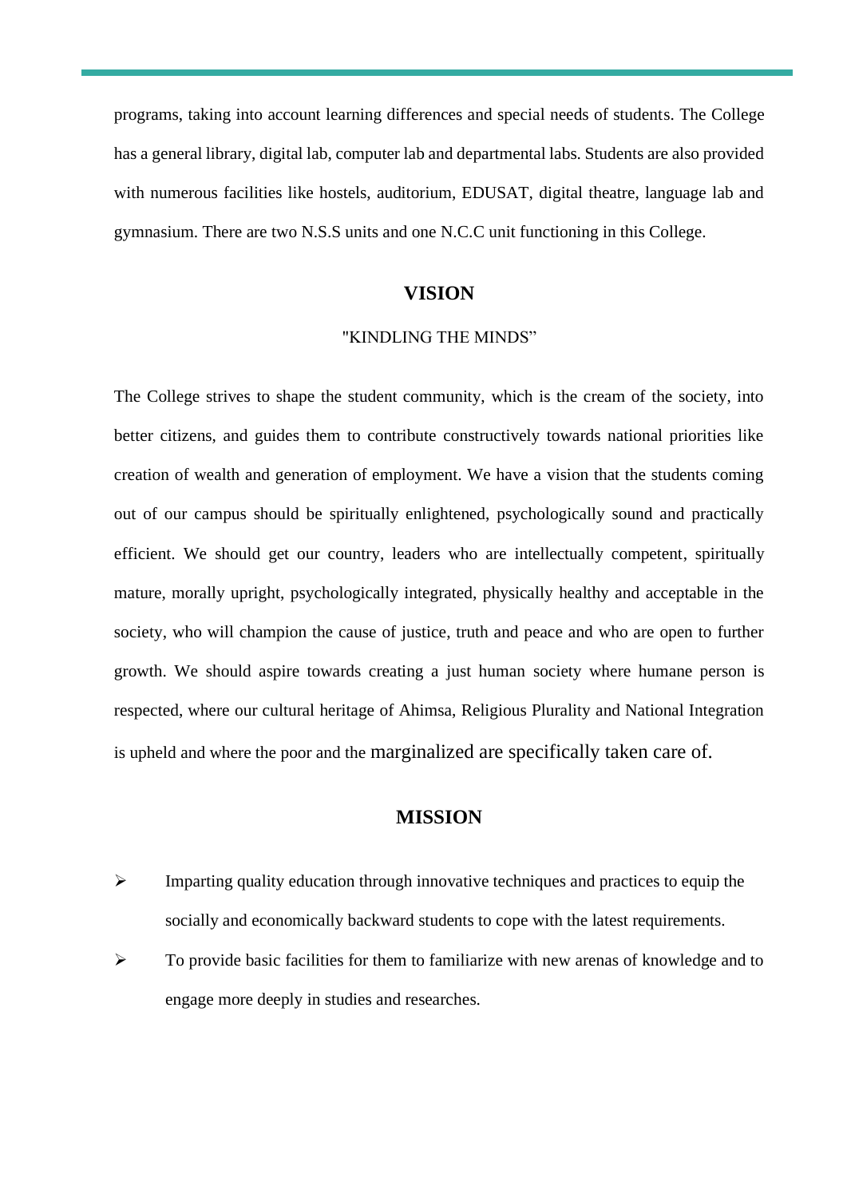programs, taking into account learning differences and special needs of students. The College has a general library, digital lab, computer lab and departmental labs. Students are also provided with numerous facilities like hostels, auditorium, EDUSAT, digital theatre, language lab and gymnasium. There are two N.S.S units and one N.C.C unit functioning in this College.

## VISION

"KINDLING THE MINDS”

The College strives to shape the student community, which is the cream of the society, into better citizens, and guides them to contribute constructively towards national priorities like creation of wealth and generation of employment. We have a vision that the students coming out of our campus should be spiritually enlightened, psychologically sound and practically efficient. We should get our country, leaders who are intellectually competent, spiritually mature, morally upright, psychologically integrated, physically healthy and acceptable in the society, who will champion the cause of justice, truth and peace and who are open to further growth. We should aspire towards creating a just human society where humane person is respected, where our cultural heritage of Ahimsa, Religious Plurality and National Integration is upheld and where the poor and the marginalized are specifically taken care of.

## MISSION

- Imparting quality education through innovative techniques and practices to equip the socially and economically backward students to cope with the latest requirements.
- To provide basic facilities for them to familiarize with new arenas of knowledge and to engage more deeply in studies and researches.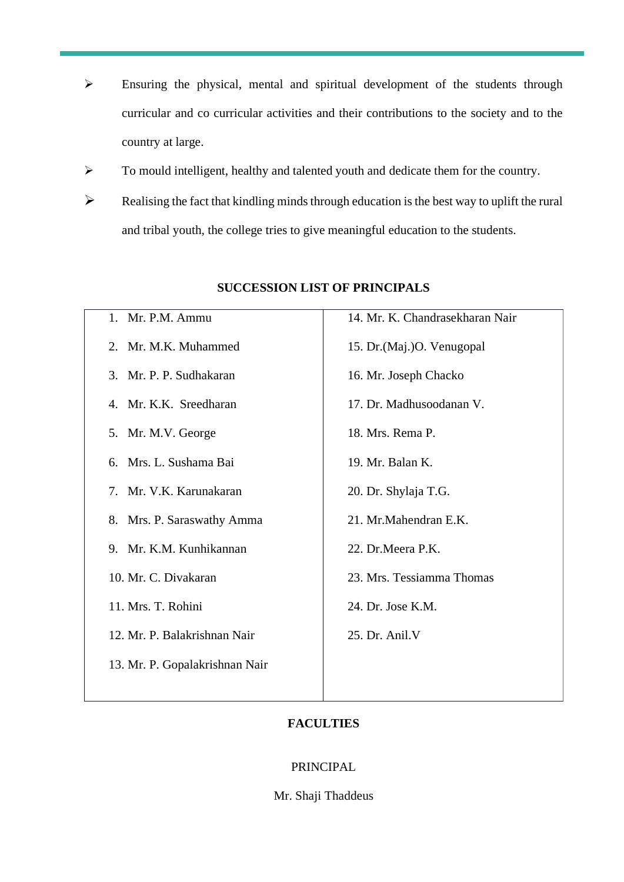- Ensuring the physical, mental and spiritual development of the students through curricular and co curricular activities and their contributions to the society and to the country at large.
- To mould intelligent, healthy and talented youth and dedicate them for the country.
- Realising the fact that kindling minds through education is the best way to uplift the rural and tribal youth, the college tries to give meaningful education to the students.

**SUCCESSION LIST OF PRINCIPALS**

| | |
|---|---|
| 1. Mr. P.M. Ammu | 14. Mr. K. Chandrasekharan Nair |
| 2. Mr. M.K. Muhammed | 15. Dr.(Maj.)O. Venugopal |
| 3. Mr. P. P. Sudhakaran | 16. Mr. Joseph Chacko |
| 4. Mr. K.K. Sreedharan | 17. Dr. Madhusoodanan V. |
| 5. Mr. M.V. George | 18. Mrs. Rema P. |
| 6. Mrs. L. Sushama Bai | 19. Mr. Balan K. |
| 7. Mr. V.K. Karunakaran | 20. Dr. Shylaja T.G. |
| 8. Mrs. P. Saraswathy Amma | 21. Mr.Mahendran E.K. |
| 9. Mr. K.M. Kunhikannan | 22. Dr.Meera P.K. |
| 10. Mr. C. Divakaran | 23. Mrs. Tessiamma Thomas |
| 11. Mrs. T. Rohini | 24. Dr. Jose K.M. |
| 12. Mr. P. Balakrishnan Nair | 25. Dr. Anil.V |
| 13. Mr. P. Gopalakrishnan Nair | |

**FACULTIES**

PRINCIPAL

Mr. Shaji Thaddeus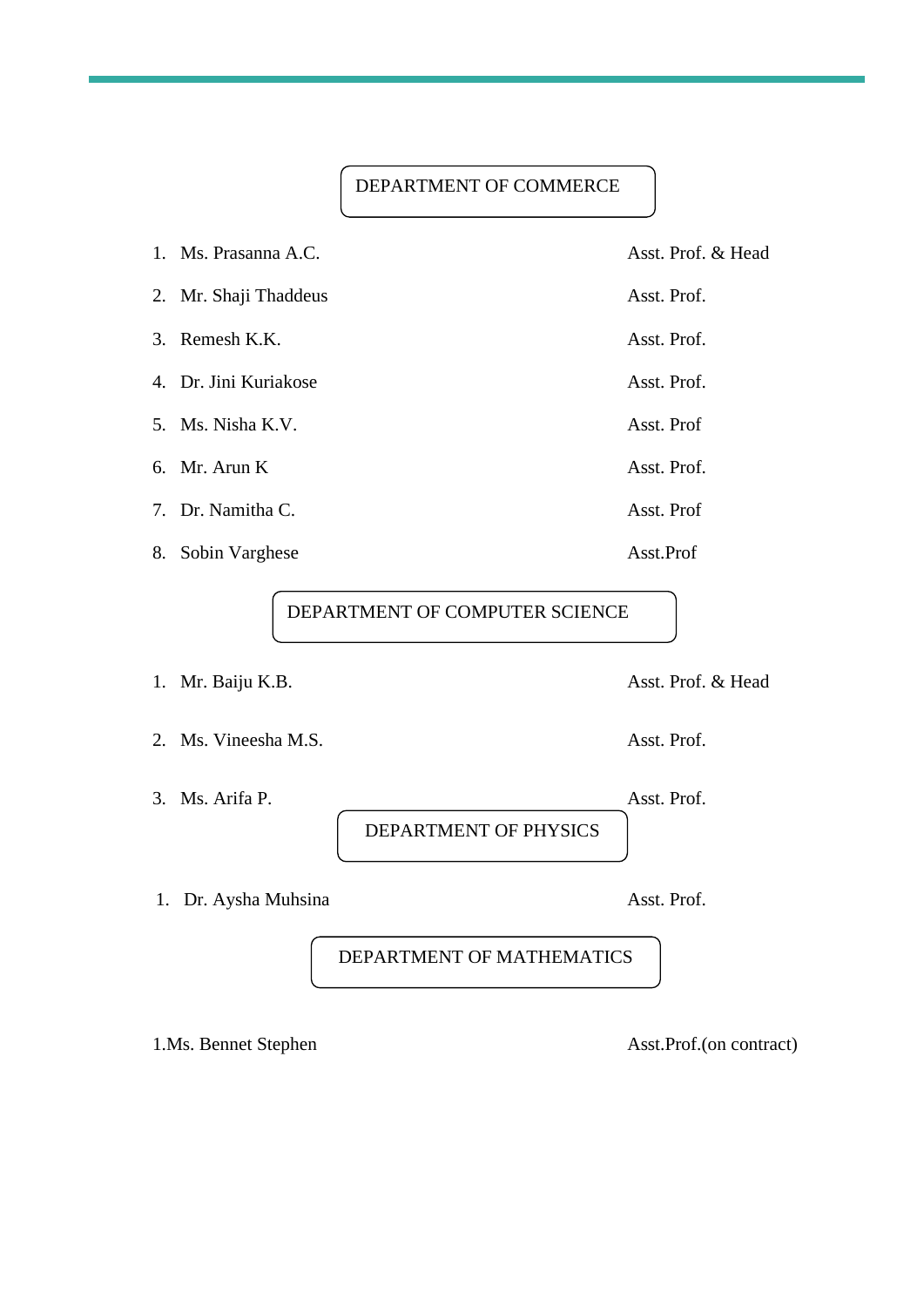## DEPARTMENT OF COMMERCE

1. Ms. Prasanna A.C. — Asst. Prof. & Head
2. Mr. Shaji Thaddeus — Asst. Prof.
3. Remesh K.K. — Asst. Prof.
4. Dr. Jini Kuriakose — Asst. Prof.
5. Ms. Nisha K.V. — Asst. Prof
6. Mr. Arun K — Asst. Prof.
7. Dr. Namitha C. — Asst. Prof
8. Sobin Varghese — Asst.Prof

## DEPARTMENT OF COMPUTER SCIENCE

1. Mr. Baiju K.B. — Asst. Prof. & Head
2. Ms. Vineesha M.S. — Asst. Prof.
3. Ms. Arifa P. — Asst. Prof.

## DEPARTMENT OF PHYSICS

1. Dr. Aysha Muhsina — Asst. Prof.

## DEPARTMENT OF MATHEMATICS

1.Ms. Bennet Stephen — Asst.Prof.(on contract)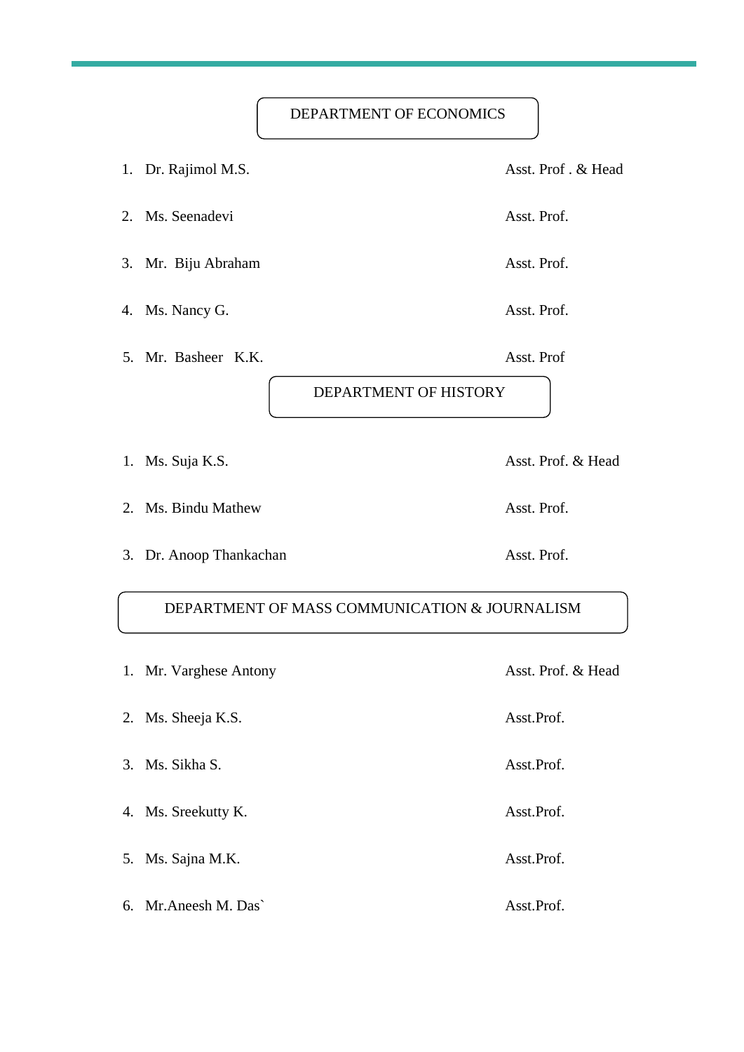## DEPARTMENT OF ECONOMICS

| No. | Name | Designation |
|---|---|---|
| 1. | Dr. Rajimol M.S. | Asst. Prof . & Head |
| 2. | Ms. Seenadevi | Asst. Prof. |
| 3. | Mr. Biju Abraham | Asst. Prof. |
| 4. | Ms. Nancy G. | Asst. Prof. |
| 5. | Mr. Basheer K.K. | Asst. Prof |

## DEPARTMENT OF HISTORY

| No. | Name | Designation |
|---|---|---|
| 1. | Ms. Suja K.S. | Asst. Prof. & Head |
| 2. | Ms. Bindu Mathew | Asst. Prof. |
| 3. | Dr. Anoop Thankachan | Asst. Prof. |

## DEPARTMENT OF MASS COMMUNICATION & JOURNALISM

| No. | Name | Designation |
|---|---|---|
| 1. | Mr. Varghese Antony | Asst. Prof. & Head |
| 2. | Ms. Sheeja K.S. | Asst.Prof. |
| 3. | Ms. Sikha S. | Asst.Prof. |
| 4. | Ms. Sreekutty K. | Asst.Prof. |
| 5. | Ms. Sajna M.K. | Asst.Prof. |
| 6. | Mr.Aneesh M. Das` | Asst.Prof. |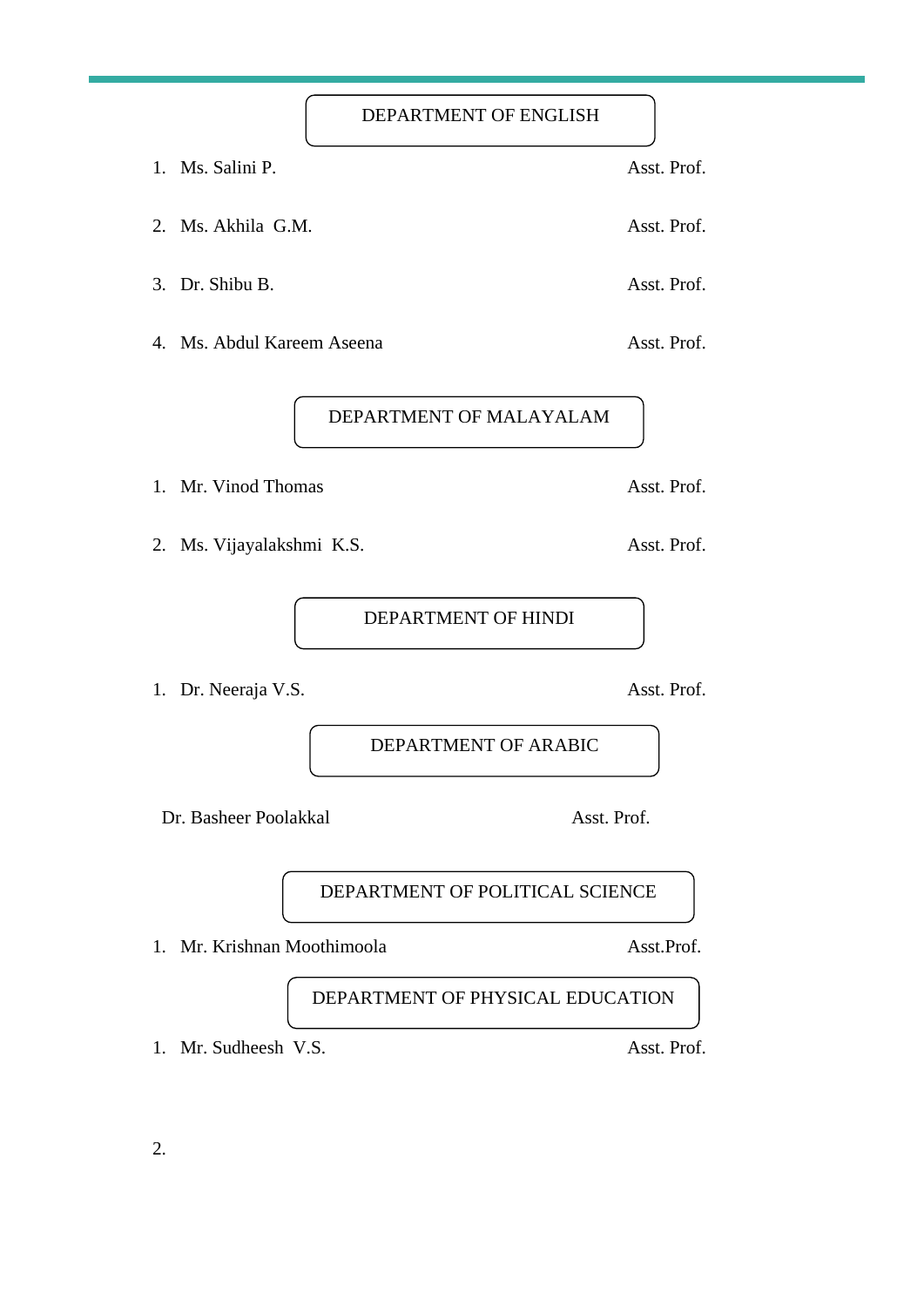## DEPARTMENT OF ENGLISH

1. Ms. Salini P. — Asst. Prof.
2. Ms. Akhila G.M. — Asst. Prof.
3. Dr. Shibu B. — Asst. Prof.
4. Ms. Abdul Kareem Aseena — Asst. Prof.

## DEPARTMENT OF MALAYALAM

1. Mr. Vinod Thomas — Asst. Prof.
2. Ms. Vijayalakshmi K.S. — Asst. Prof.

## DEPARTMENT OF HINDI

1. Dr. Neeraja V.S. — Asst. Prof.

## DEPARTMENT OF ARABIC

Dr. Basheer Poolakkal — Asst. Prof.

## DEPARTMENT OF POLITICAL SCIENCE

1. Mr. Krishnan Moothimoola — Asst.Prof.

## DEPARTMENT OF PHYSICAL EDUCATION

1. Mr. Sudheesh V.S. — Asst. Prof.

2.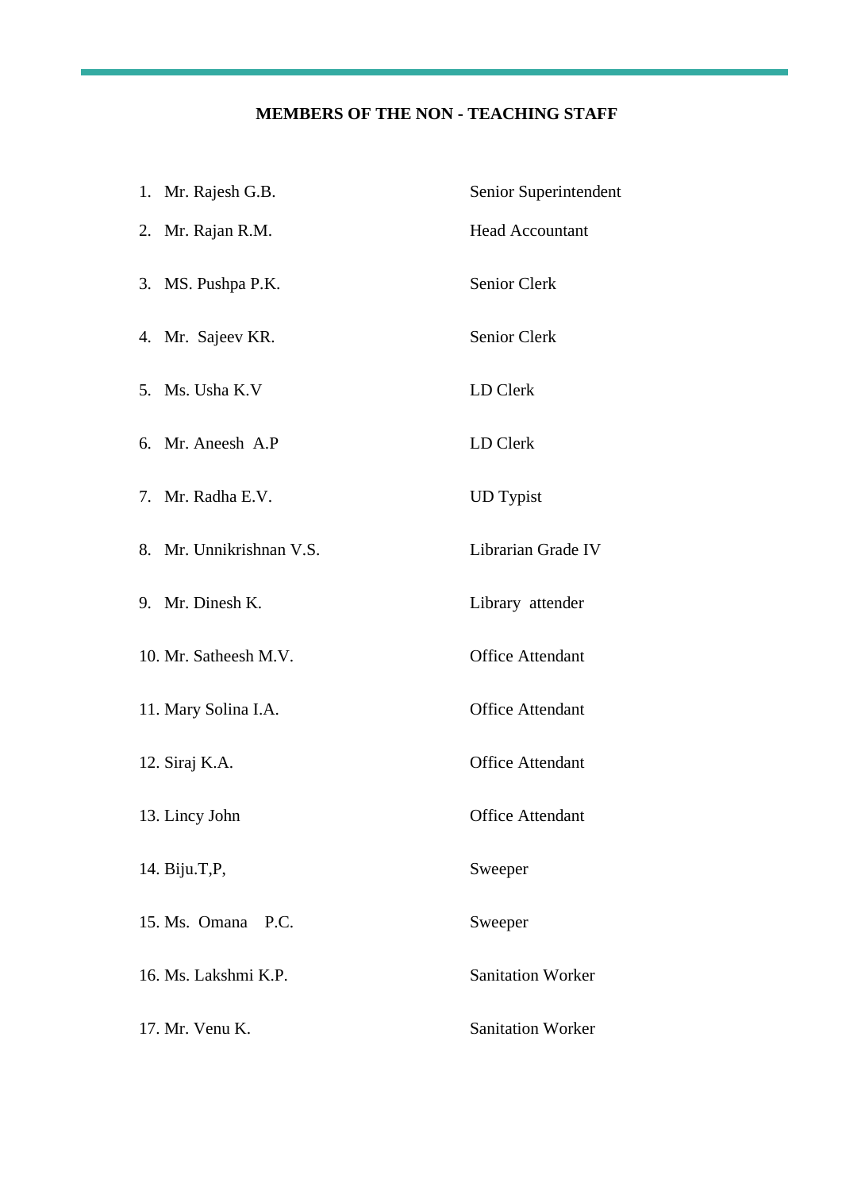**MEMBERS OF THE NON - TEACHING STAFF**

| | |
|---|---|
| 1. Mr. Rajesh G.B. | Senior Superintendent |
| 2. Mr. Rajan R.M. | Head Accountant |
| 3. MS. Pushpa P.K. | Senior Clerk |
| 4. Mr. Sajeev KR. | Senior Clerk |
| 5. Ms. Usha K.V | LD Clerk |
| 6. Mr. Aneesh A.P | LD Clerk |
| 7. Mr. Radha E.V. | UD Typist |
| 8. Mr. Unnikrishnan V.S. | Librarian Grade IV |
| 9. Mr. Dinesh K. | Library attender |
| 10. Mr. Satheesh M.V. | Office Attendant |
| 11. Mary Solina I.A. | Office Attendant |
| 12. Siraj K.A. | Office Attendant |
| 13. Lincy John | Office Attendant |
| 14. Biju.T,P, | Sweeper |
| 15. Ms. Omana P.C. | Sweeper |
| 16. Ms. Lakshmi K.P. | Sanitation Worker |
| 17. Mr. Venu K. | Sanitation Worker |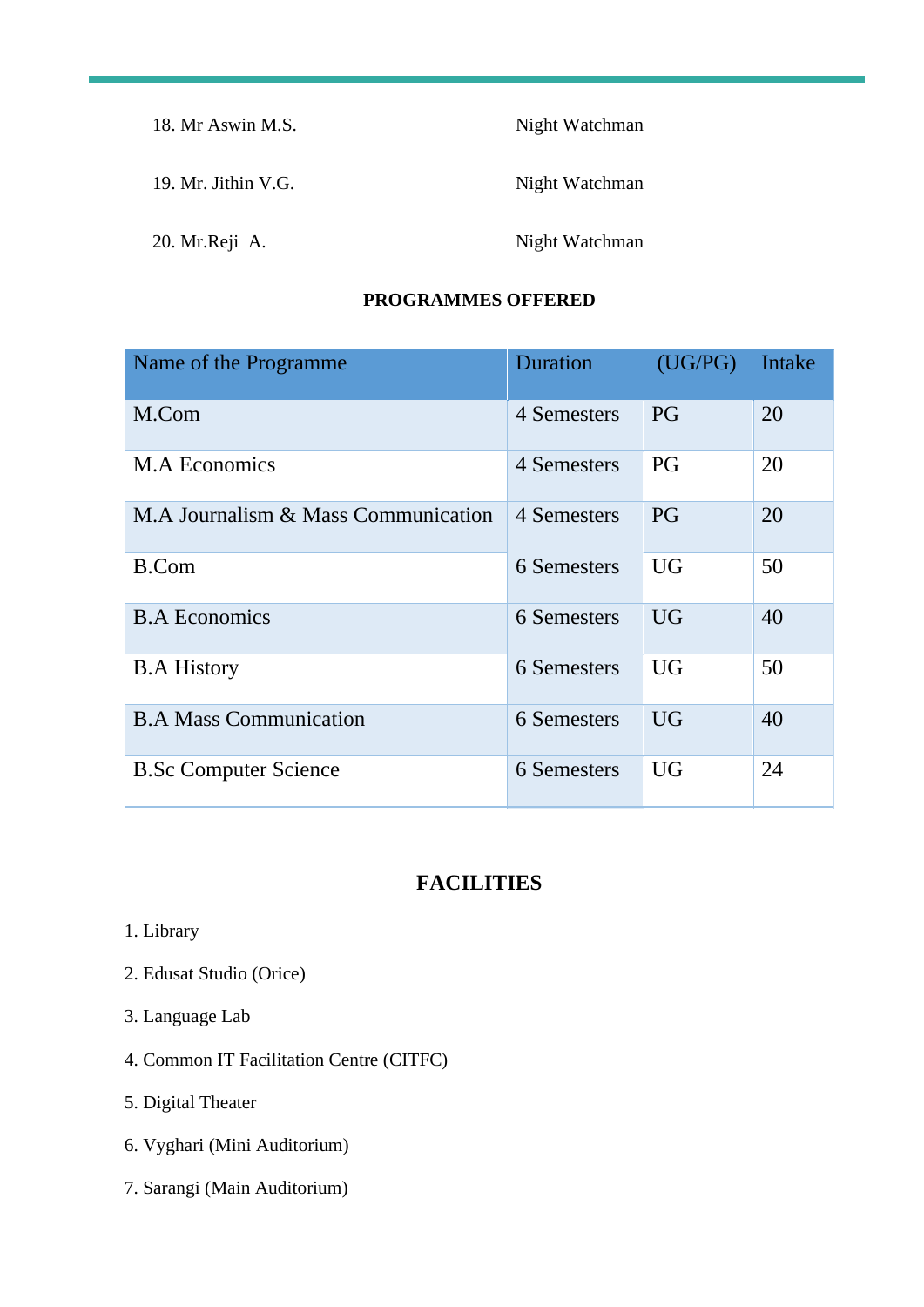18. Mr Aswin M.S. Night Watchman

19. Mr. Jithin V.G. Night Watchman

20. Mr.Reji A. Night Watchman

## PROGRAMMES OFFERED

| Name of the Programme | Duration | (UG/PG) | Intake |
|---|---|---|---|
| M.Com | 4 Semesters | PG | 20 |
| M.A Economics | 4 Semesters | PG | 20 |
| M.A Journalism & Mass Communication | 4 Semesters | PG | 20 |
| B.Com | 6 Semesters | UG | 50 |
| B.A Economics | 6 Semesters | UG | 40 |
| B.A History | 6 Semesters | UG | 50 |
| B.A Mass Communication | 6 Semesters | UG | 40 |
| B.Sc Computer Science | 6 Semesters | UG | 24 |

## FACILITIES

1. Library
2. Edusat Studio (Orice)
3. Language Lab
4. Common IT Facilitation Centre (CITFC)
5. Digital Theater
6. Vyghari (Mini Auditorium)
7. Sarangi (Main Auditorium)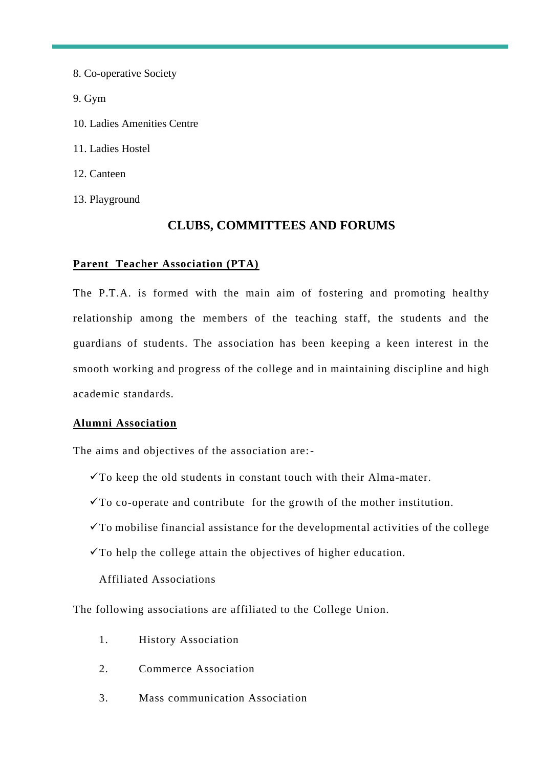8. Co-operative Society

9. Gym

10. Ladies Amenities Centre

11. Ladies Hostel

12. Canteen

13. Playground

## CLUBS, COMMITTEES AND FORUMS

### Parent  Teacher Association (PTA)

The P.T.A. is formed with the main aim of fostering and promoting healthy relationship among the members of the teaching staff, the students and the guardians of students. The association has been keeping a keen interest in the smooth working and progress of the college and in maintaining discipline and high academic standards.

### Alumni Association

The aims and objectives of the association are:-

- ✓To keep the old students in constant touch with their Alma-mater.
- ✓To co-operate and contribute  for the growth of the mother institution.
- ✓To mobilise financial assistance for the developmental activities of the college
- ✓To help the college attain the objectives of higher education.

Affiliated Associations

The following associations are affiliated to the College Union.

1. History Association
2. Commerce Association
3. Mass communication Association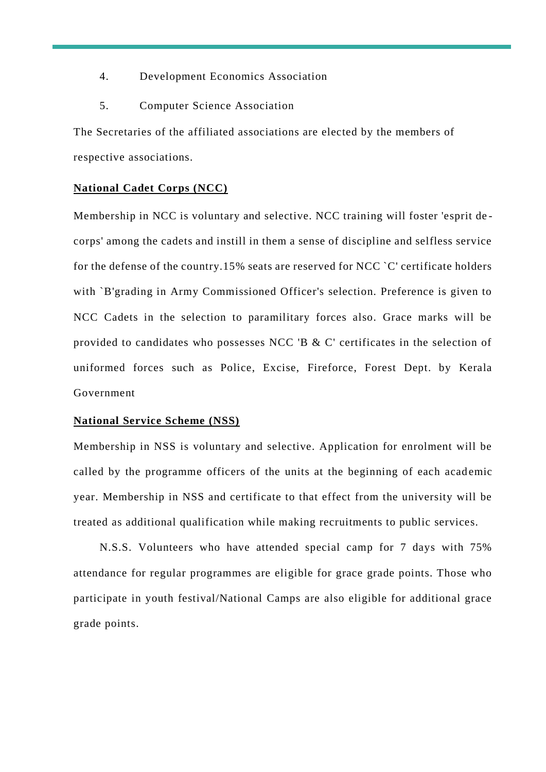4. Development Economics Association

5. Computer Science Association

The Secretaries of the affiliated associations are elected by the members of respective associations.

**National Cadet Corps (NCC)**

Membership in NCC is voluntary and selective. NCC training will foster 'esprit de-corps' among the cadets and instill in them a sense of discipline and selfless service for the defense of the country.15% seats are reserved for NCC `C' certificate holders with `B'grading in Army Commissioned Officer's selection. Preference is given to NCC Cadets in the selection to paramilitary forces also. Grace marks will be provided to candidates who possesses NCC 'B & C' certificates in the selection of uniformed forces such as Police, Excise, Fireforce, Forest Dept. by Kerala Government

**National Service Scheme (NSS)**

Membership in NSS is voluntary and selective. Application for enrolment will be called by the programme officers of the units at the beginning of each academic year. Membership in NSS and certificate to that effect from the university will be treated as additional qualification while making recruitments to public services.

N.S.S. Volunteers who have attended special camp for 7 days with 75% attendance for regular programmes are eligible for grace grade points. Those who participate in youth festival/National Camps are also eligible for additional grace grade points.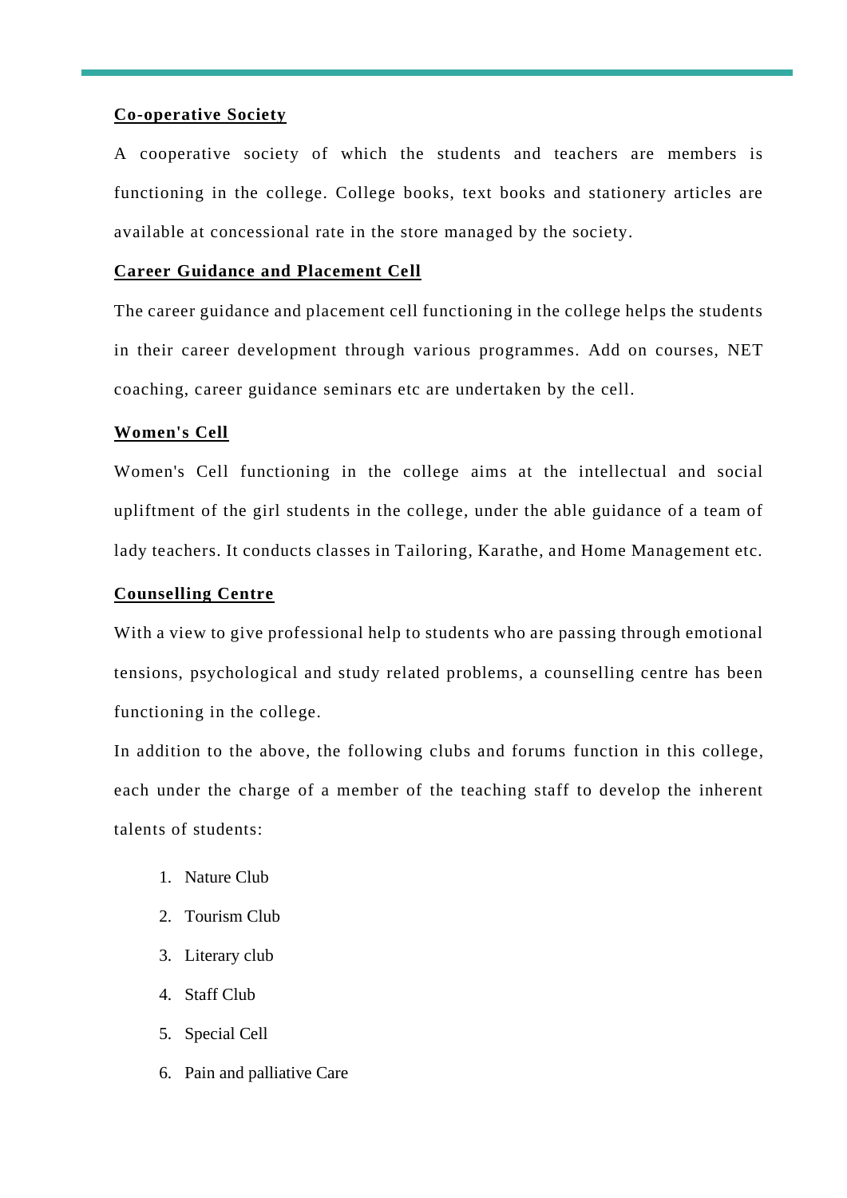**Co-operative Society**

A cooperative society of which the students and teachers are members is functioning in the college. College books, text books and stationery articles are available at concessional rate in the store managed by the society.

**Career Guidance and Placement Cell**

The career guidance and placement cell functioning in the college helps the students in their career development through various programmes. Add on courses, NET coaching, career guidance seminars etc are undertaken by the cell.

**Women's Cell**

Women's Cell functioning in the college aims at the intellectual and social upliftment of the girl students in the college, under the able guidance of a team of lady teachers. It conducts classes in Tailoring, Karathe, and Home Management etc.

**Counselling Centre**

With a view to give professional help to students who are passing through emotional tensions, psychological and study related problems, a counselling centre has been functioning in the college.

In addition to the above, the following clubs and forums function in this college, each under the charge of a member of the teaching staff to develop the inherent talents of students:

1. Nature Club
2. Tourism Club
3. Literary club
4. Staff Club
5. Special Cell
6. Pain and palliative Care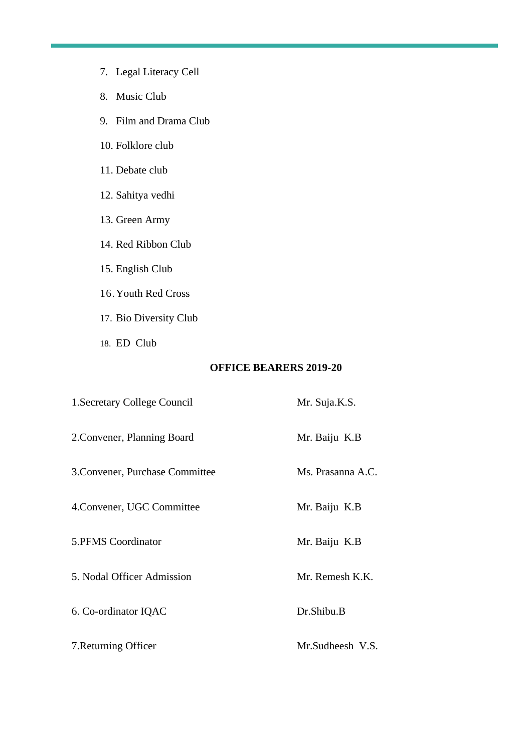7. Legal Literacy Cell
8. Music Club
9. Film and Drama Club
10. Folklore club
11. Debate club
12. Sahitya vedhi
13. Green Army
14. Red Ribbon Club
15. English Club
16. Youth Red Cross
17. Bio Diversity Club
18. ED Club

**OFFICE BEARERS 2019-20**

| | |
|---|---|
| 1.Secretary College Council | Mr. Suja.K.S. |
| 2.Convener, Planning Board | Mr. Baiju K.B |
| 3.Convener, Purchase Committee | Ms. Prasanna A.C. |
| 4.Convener, UGC Committee | Mr. Baiju K.B |
| 5.PFMS Coordinator | Mr. Baiju K.B |
| 5. Nodal Officer Admission | Mr. Remesh K.K. |
| 6. Co-ordinator IQAC | Dr.Shibu.B |
| 7.Returning Officer | Mr.Sudheesh V.S. |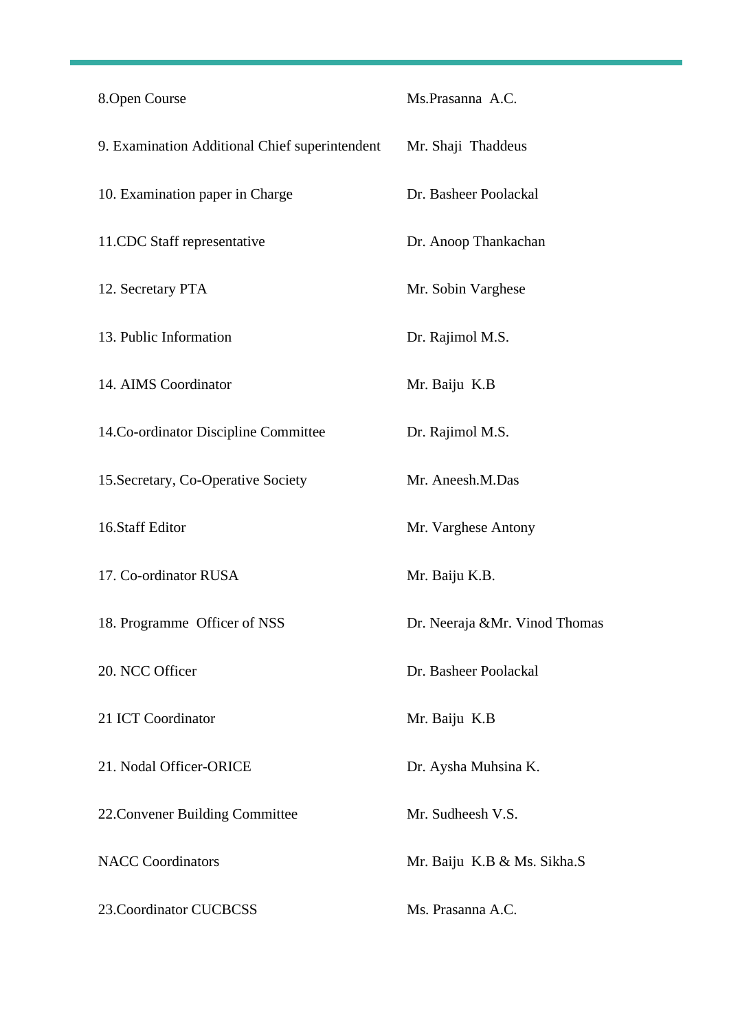| | |
|---|---|
| 8.Open Course | Ms.Prasanna A.C. |
| 9. Examination Additional Chief superintendent | Mr. Shaji Thaddeus |
| 10. Examination paper in Charge | Dr. Basheer Poolackal |
| 11.CDC Staff representative | Dr. Anoop Thankachan |
| 12. Secretary PTA | Mr. Sobin Varghese |
| 13. Public Information | Dr. Rajimol M.S. |
| 14. AIMS Coordinator | Mr. Baiju K.B |
| 14.Co-ordinator Discipline Committee | Dr. Rajimol M.S. |
| 15.Secretary, Co-Operative Society | Mr. Aneesh.M.Das |
| 16.Staff Editor | Mr. Varghese Antony |
| 17. Co-ordinator RUSA | Mr. Baiju K.B. |
| 18. Programme Officer of NSS | Dr. Neeraja &Mr. Vinod Thomas |
| 20. NCC Officer | Dr. Basheer Poolackal |
| 21 ICT Coordinator | Mr. Baiju K.B |
| 21. Nodal Officer-ORICE | Dr. Aysha Muhsina K. |
| 22.Convener Building Committee | Mr. Sudheesh V.S. |
| NACC Coordinators | Mr. Baiju K.B & Ms. Sikha.S |
| 23.Coordinator CUCBCSS | Ms. Prasanna A.C. |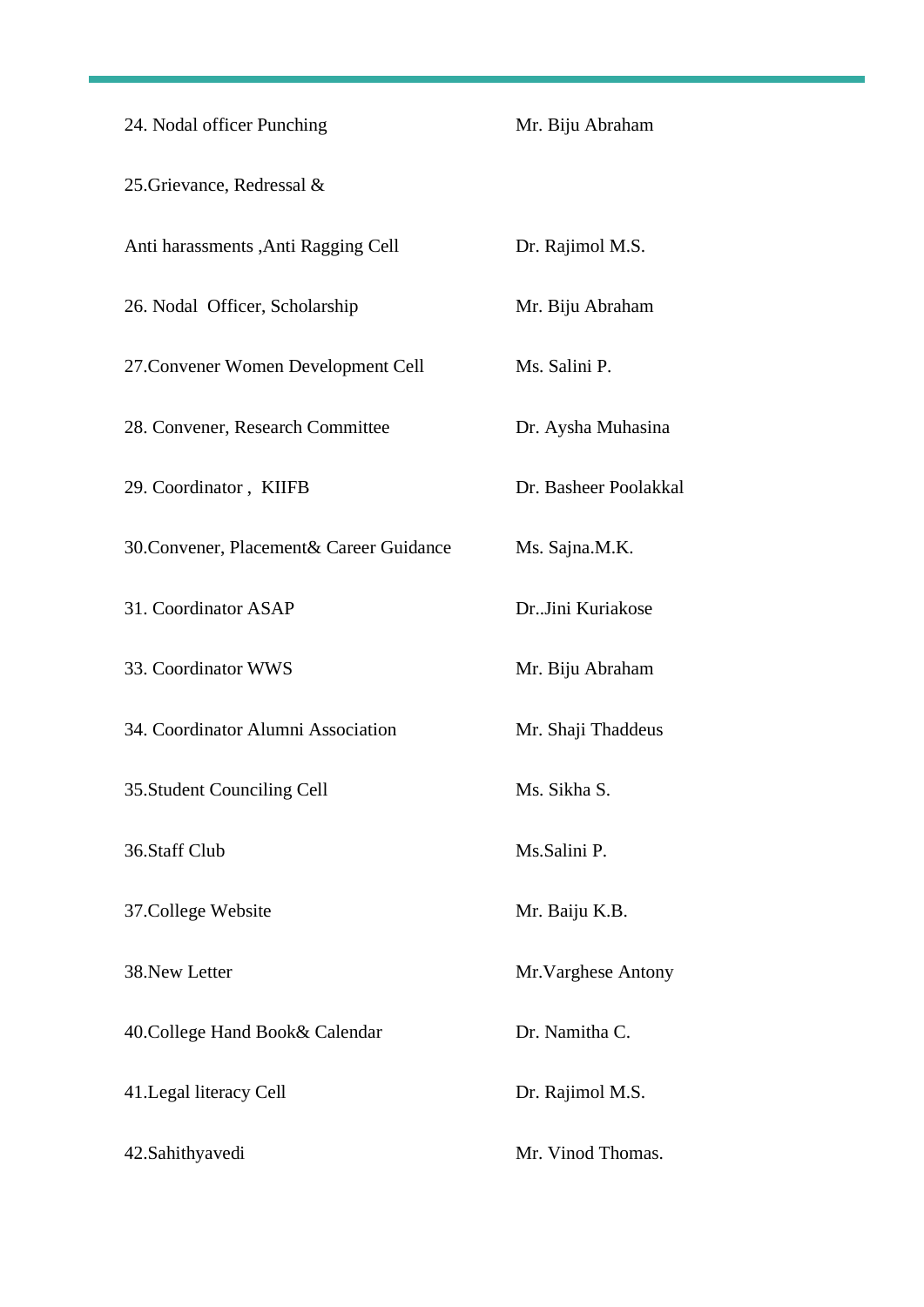| | |
|---|---|
| 24. Nodal officer Punching | Mr. Biju Abraham |
| 25.Grievance, Redressal & Anti harassments ,Anti Ragging Cell | Dr. Rajimol M.S. |
| 26. Nodal Officer, Scholarship | Mr. Biju Abraham |
| 27.Convener Women Development Cell | Ms. Salini P. |
| 28. Convener, Research Committee | Dr. Aysha Muhasina |
| 29. Coordinator , KIIFB | Dr. Basheer Poolakkal |
| 30.Convener, Placement& Career Guidance | Ms. Sajna.M.K. |
| 31. Coordinator ASAP | Dr..Jini Kuriakose |
| 33. Coordinator WWS | Mr. Biju Abraham |
| 34. Coordinator Alumni Association | Mr. Shaji Thaddeus |
| 35.Student Counciling Cell | Ms. Sikha S. |
| 36.Staff Club | Ms.Salini P. |
| 37.College Website | Mr. Baiju K.B. |
| 38.New Letter | Mr.Varghese Antony |
| 40.College Hand Book& Calendar | Dr. Namitha C. |
| 41.Legal literacy Cell | Dr. Rajimol M.S. |
| 42.Sahithyavedi | Mr. Vinod Thomas. |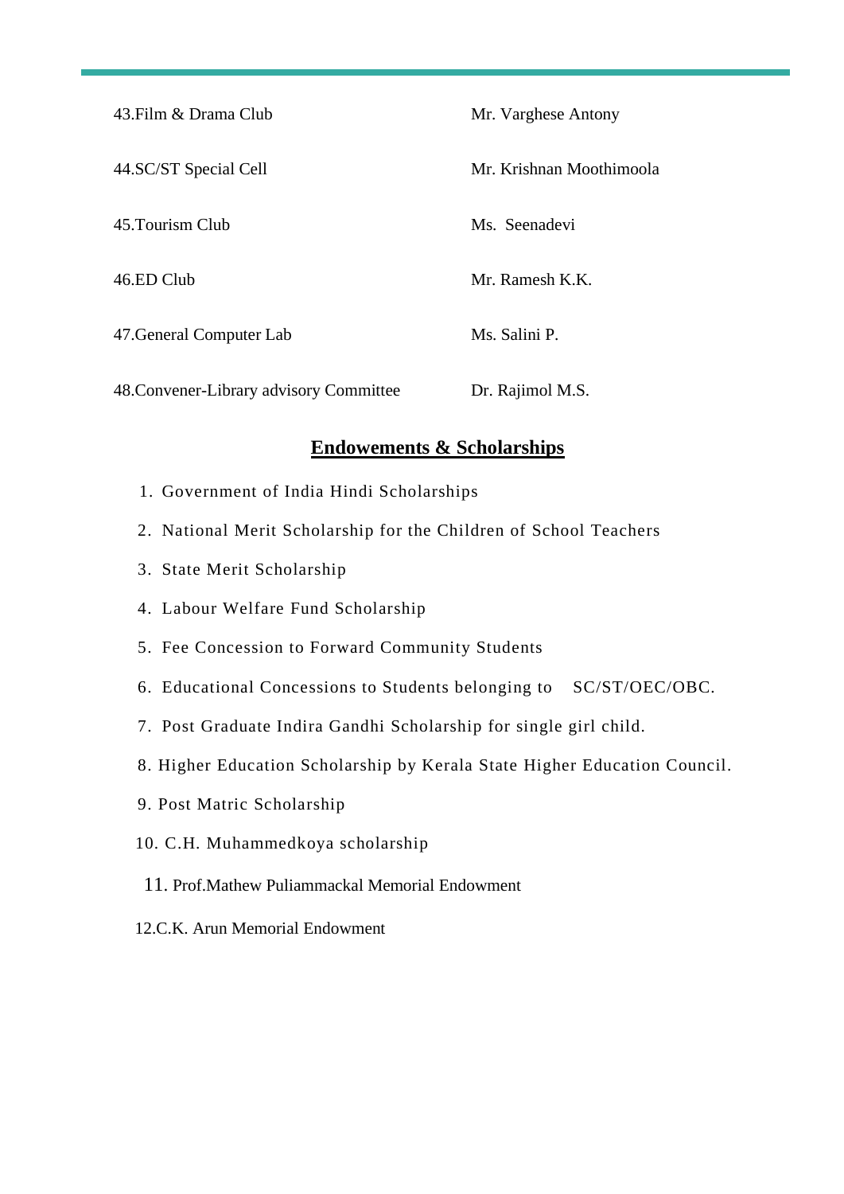| | |
|---|---|
| 43.Film & Drama Club | Mr. Varghese Antony |
| 44.SC/ST Special Cell | Mr. Krishnan Moothimoola |
| 45.Tourism Club | Ms. Seenadevi |
| 46.ED Club | Mr. Ramesh K.K. |
| 47.General Computer Lab | Ms. Salini P. |
| 48.Convener-Library advisory Committee | Dr. Rajimol M.S. |

## **Endowements & Scholarships**

1. Government of India Hindi Scholarships
2. National Merit Scholarship for the Children of School Teachers
3. State Merit Scholarship
4. Labour Welfare Fund Scholarship
5. Fee Concession to Forward Community Students
6. Educational Concessions to Students belonging to SC/ST/OEC/OBC.
7. Post Graduate Indira Gandhi Scholarship for single girl child.
8. Higher Education Scholarship by Kerala State Higher Education Council.
9. Post Matric Scholarship
10. C.H. Muhammedkoya scholarship
11. Prof.Mathew Puliammackal Memorial Endowment
12. C.K. Arun Memorial Endowment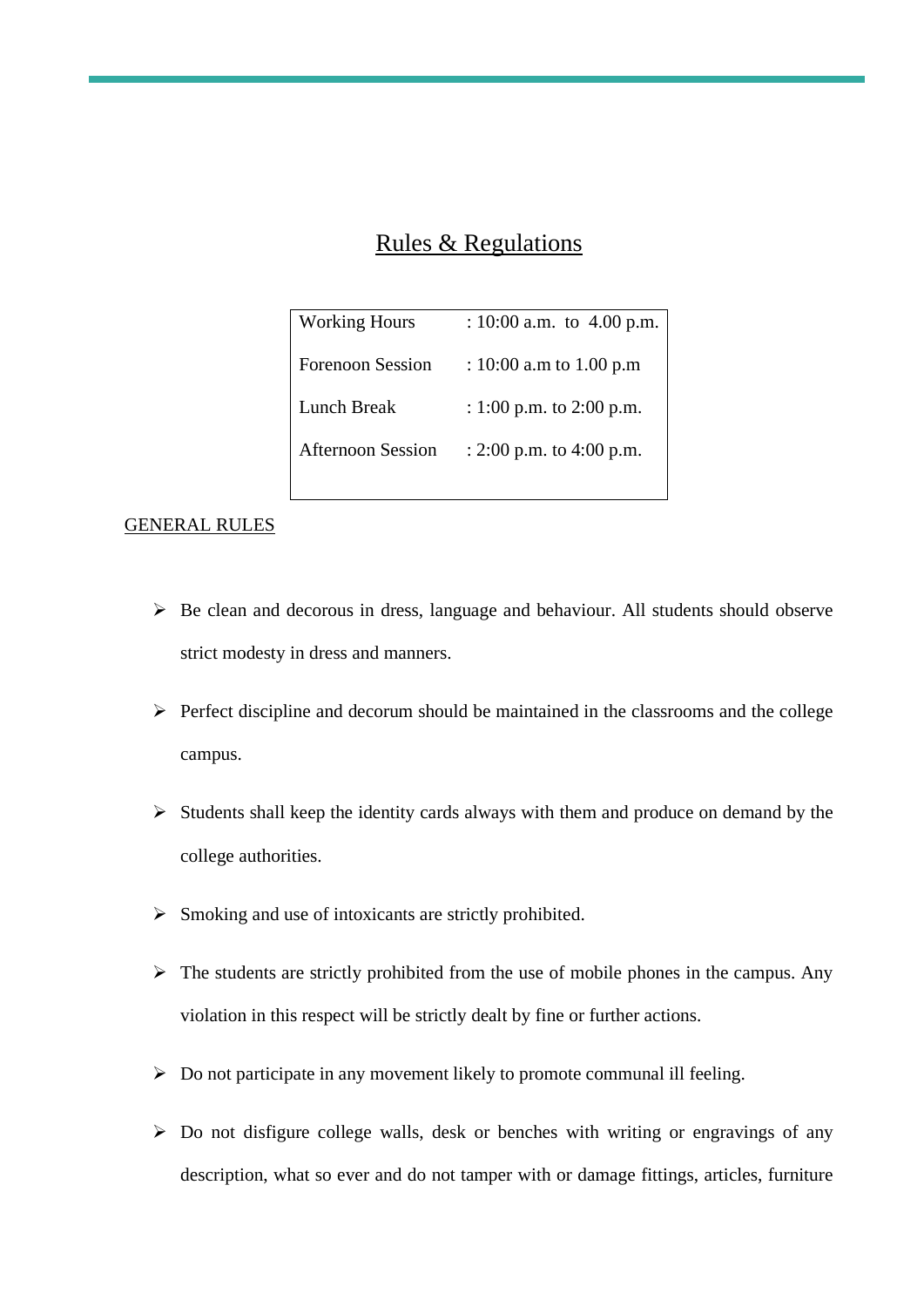# Rules & Regulations

| | |
|---|---|
| Working Hours | : 10:00 a.m.  to  4.00 p.m. |
| Forenoon Session | : 10:00 a.m to 1.00 p.m |
| Lunch Break | : 1:00 p.m. to 2:00 p.m. |
| Afternoon Session | : 2:00 p.m. to 4:00 p.m. |

## GENERAL RULES

- Be clean and decorous in dress, language and behaviour. All students should observe strict modesty in dress and manners.
- Perfect discipline and decorum should be maintained in the classrooms and the college campus.
- Students shall keep the identity cards always with them and produce on demand by the college authorities.
- Smoking and use of intoxicants are strictly prohibited.
- The students are strictly prohibited from the use of mobile phones in the campus. Any violation in this respect will be strictly dealt by fine or further actions.
- Do not participate in any movement likely to promote communal ill feeling.
- Do not disfigure college walls, desk or benches with writing or engravings of any description, what so ever and do not tamper with or damage fittings, articles, furniture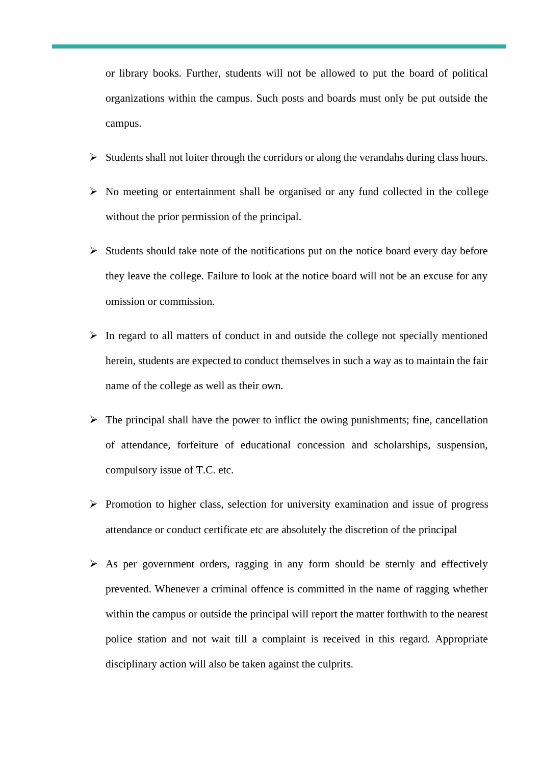or library books. Further, students will not be allowed to put the board of political organizations within the campus. Such posts and boards must only be put outside the campus.

- Students shall not loiter through the corridors or along the verandahs during class hours.
- No meeting or entertainment shall be organised or any fund collected in the college without the prior permission of the principal.
- Students should take note of the notifications put on the notice board every day before they leave the college. Failure to look at the notice board will not be an excuse for any omission or commission.
- In regard to all matters of conduct in and outside the college not specially mentioned herein, students are expected to conduct themselves in such a way as to maintain the fair name of the college as well as their own.
- The principal shall have the power to inflict the owing punishments; fine, cancellation of attendance, forfeiture of educational concession and scholarships, suspension, compulsory issue of T.C. etc.
- Promotion to higher class, selection for university examination and issue of progress attendance or conduct certificate etc are absolutely the discretion of the principal
- As per government orders, ragging in any form should be sternly and effectively prevented. Whenever a criminal offence is committed in the name of ragging whether within the campus or outside the principal will report the matter forthwith to the nearest police station and not wait till a complaint is received in this regard. Appropriate disciplinary action will also be taken against the culprits.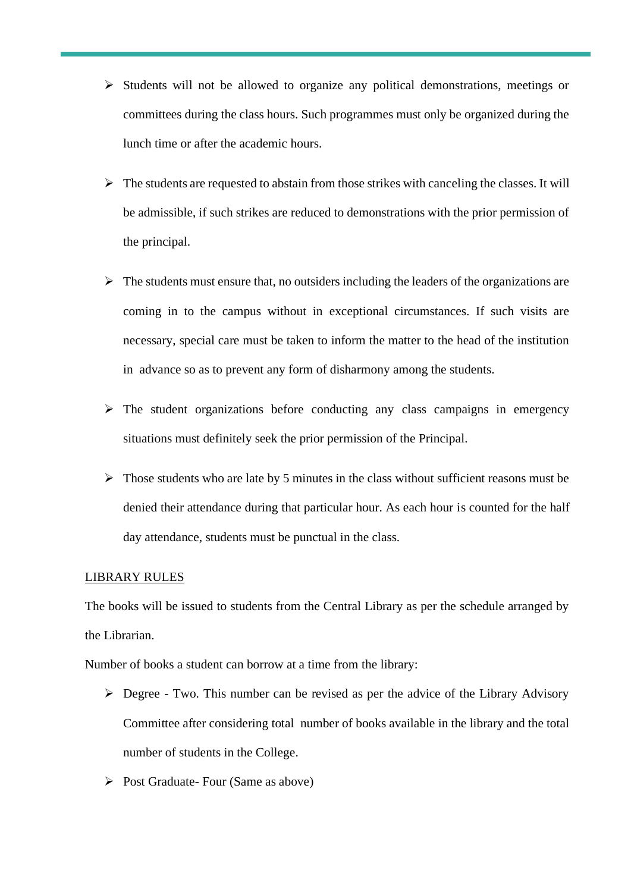- Students will not be allowed to organize any political demonstrations, meetings or committees during the class hours. Such programmes must only be organized during the lunch time or after the academic hours.

- The students are requested to abstain from those strikes with canceling the classes. It will be admissible, if such strikes are reduced to demonstrations with the prior permission of the principal.

- The students must ensure that, no outsiders including the leaders of the organizations are coming in to the campus without in exceptional circumstances. If such visits are necessary, special care must be taken to inform the matter to the head of the institution in advance so as to prevent any form of disharmony among the students.

- The student organizations before conducting any class campaigns in emergency situations must definitely seek the prior permission of the Principal.

- Those students who are late by 5 minutes in the class without sufficient reasons must be denied their attendance during that particular hour. As each hour is counted for the half day attendance, students must be punctual in the class.

<u>LIBRARY RULES</u>

The books will be issued to students from the Central Library as per the schedule arranged by the Librarian.

Number of books a student can borrow at a time from the library:

- Degree - Two. This number can be revised as per the advice of the Library Advisory Committee after considering total number of books available in the library and the total number of students in the College.
- Post Graduate- Four (Same as above)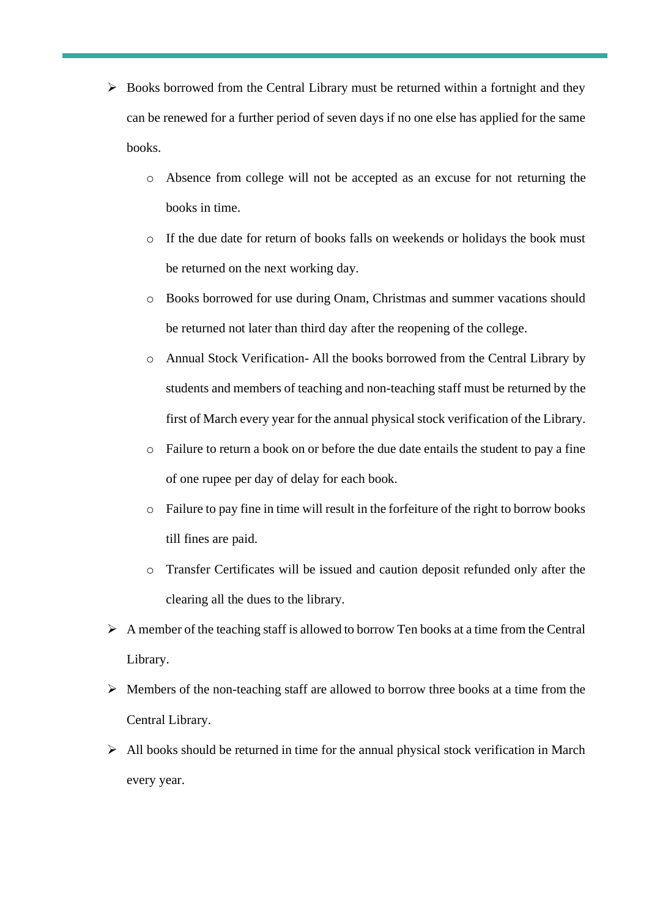- Books borrowed from the Central Library must be returned within a fortnight and they can be renewed for a further period of seven days if no one else has applied for the same books.
    - Absence from college will not be accepted as an excuse for not returning the books in time.
    - If the due date for return of books falls on weekends or holidays the book must be returned on the next working day.
    - Books borrowed for use during Onam, Christmas and summer vacations should be returned not later than third day after the reopening of the college.
    - Annual Stock Verification- All the books borrowed from the Central Library by students and members of teaching and non-teaching staff must be returned by the first of March every year for the annual physical stock verification of the Library.
    - Failure to return a book on or before the due date entails the student to pay a fine of one rupee per day of delay for each book.
    - Failure to pay fine in time will result in the forfeiture of the right to borrow books till fines are paid.
    - Transfer Certificates will be issued and caution deposit refunded only after the clearing all the dues to the library.
- A member of the teaching staff is allowed to borrow Ten books at a time from the Central Library.
- Members of the non-teaching staff are allowed to borrow three books at a time from the Central Library.
- All books should be returned in time for the annual physical stock verification in March every year.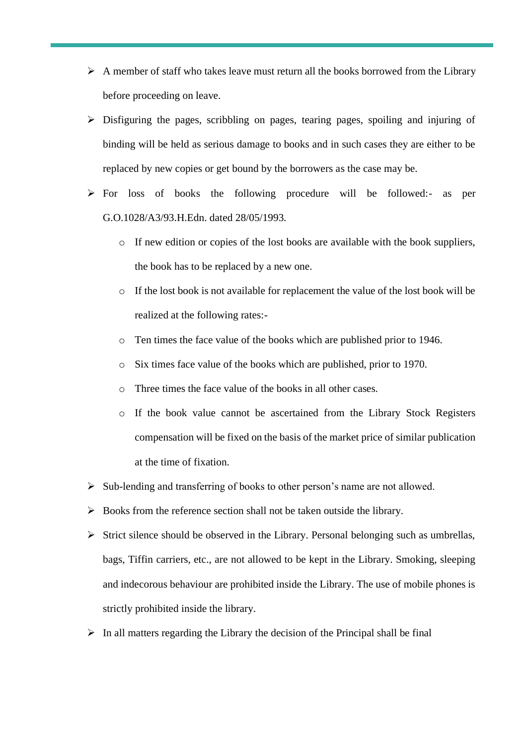- A member of staff who takes leave must return all the books borrowed from the Library before proceeding on leave.
- Disfiguring the pages, scribbling on pages, tearing pages, spoiling and injuring of binding will be held as serious damage to books and in such cases they are either to be replaced by new copies or get bound by the borrowers as the case may be.
- For loss of books the following procedure will be followed:- as per G.O.1028/A3/93.H.Edn. dated 28/05/1993.
  - If new edition or copies of the lost books are available with the book suppliers, the book has to be replaced by a new one.
  - If the lost book is not available for replacement the value of the lost book will be realized at the following rates:-
  - Ten times the face value of the books which are published prior to 1946.
  - Six times face value of the books which are published, prior to 1970.
  - Three times the face value of the books in all other cases.
  - If the book value cannot be ascertained from the Library Stock Registers compensation will be fixed on the basis of the market price of similar publication at the time of fixation.
- Sub-lending and transferring of books to other person's name are not allowed.
- Books from the reference section shall not be taken outside the library.
- Strict silence should be observed in the Library. Personal belonging such as umbrellas, bags, Tiffin carriers, etc., are not allowed to be kept in the Library. Smoking, sleeping and indecorous behaviour are prohibited inside the Library. The use of mobile phones is strictly prohibited inside the library.
- In all matters regarding the Library the decision of the Principal shall be final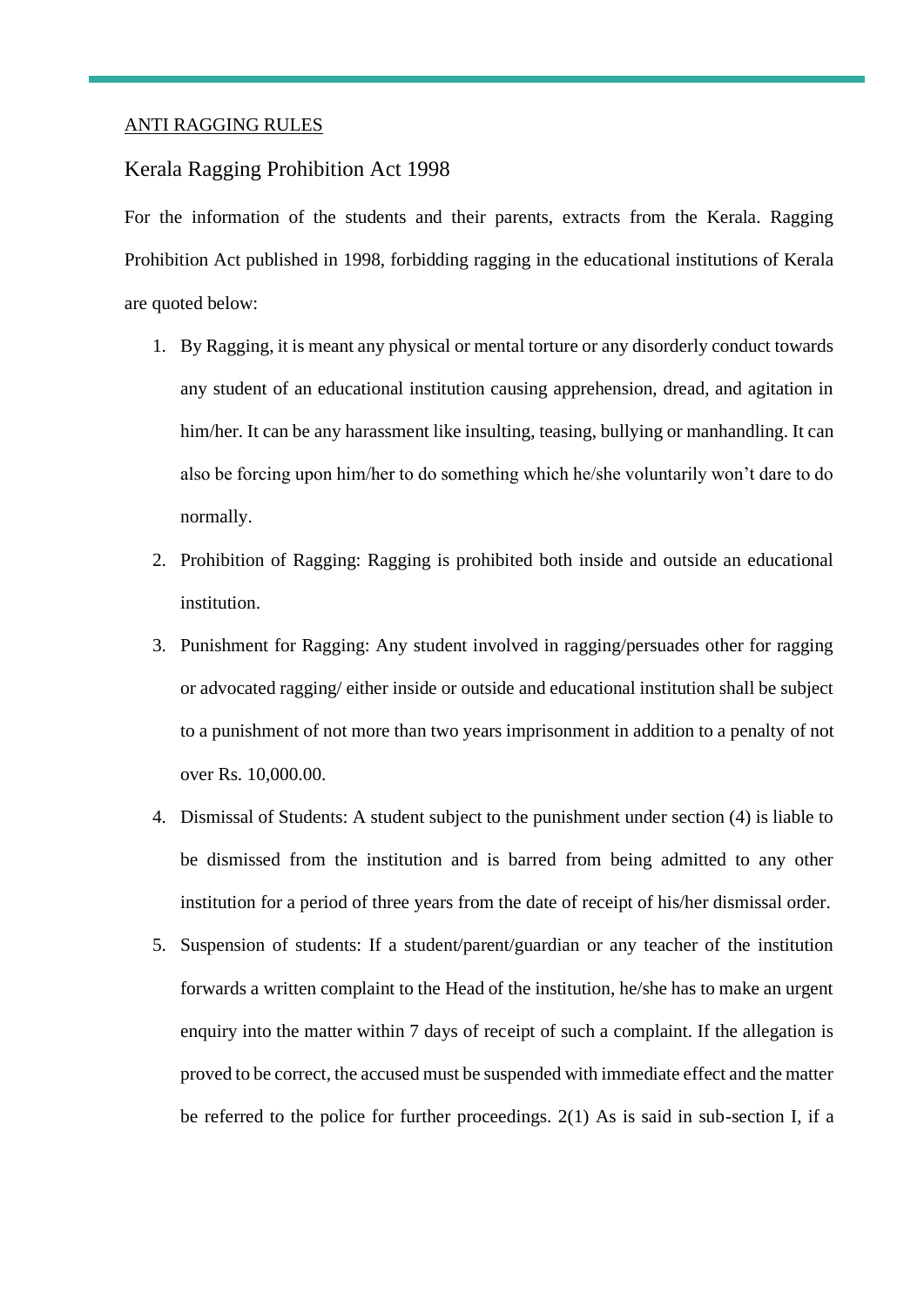ANTI RAGGING RULES

## Kerala Ragging Prohibition Act 1998

For the information of the students and their parents, extracts from the Kerala. Ragging Prohibition Act published in 1998, forbidding ragging in the educational institutions of Kerala are quoted below:

1. By Ragging, it is meant any physical or mental torture or any disorderly conduct towards any student of an educational institution causing apprehension, dread, and agitation in him/her. It can be any harassment like insulting, teasing, bullying or manhandling. It can also be forcing upon him/her to do something which he/she voluntarily won't dare to do normally.
2. Prohibition of Ragging: Ragging is prohibited both inside and outside an educational institution.
3. Punishment for Ragging: Any student involved in ragging/persuades other for ragging or advocated ragging/ either inside or outside and educational institution shall be subject to a punishment of not more than two years imprisonment in addition to a penalty of not over Rs. 10,000.00.
4. Dismissal of Students: A student subject to the punishment under section (4) is liable to be dismissed from the institution and is barred from being admitted to any other institution for a period of three years from the date of receipt of his/her dismissal order.
5. Suspension of students: If a student/parent/guardian or any teacher of the institution forwards a written complaint to the Head of the institution, he/she has to make an urgent enquiry into the matter within 7 days of receipt of such a complaint. If the allegation is proved to be correct, the accused must be suspended with immediate effect and the matter be referred to the police for further proceedings. 2(1) As is said in sub-section I, if a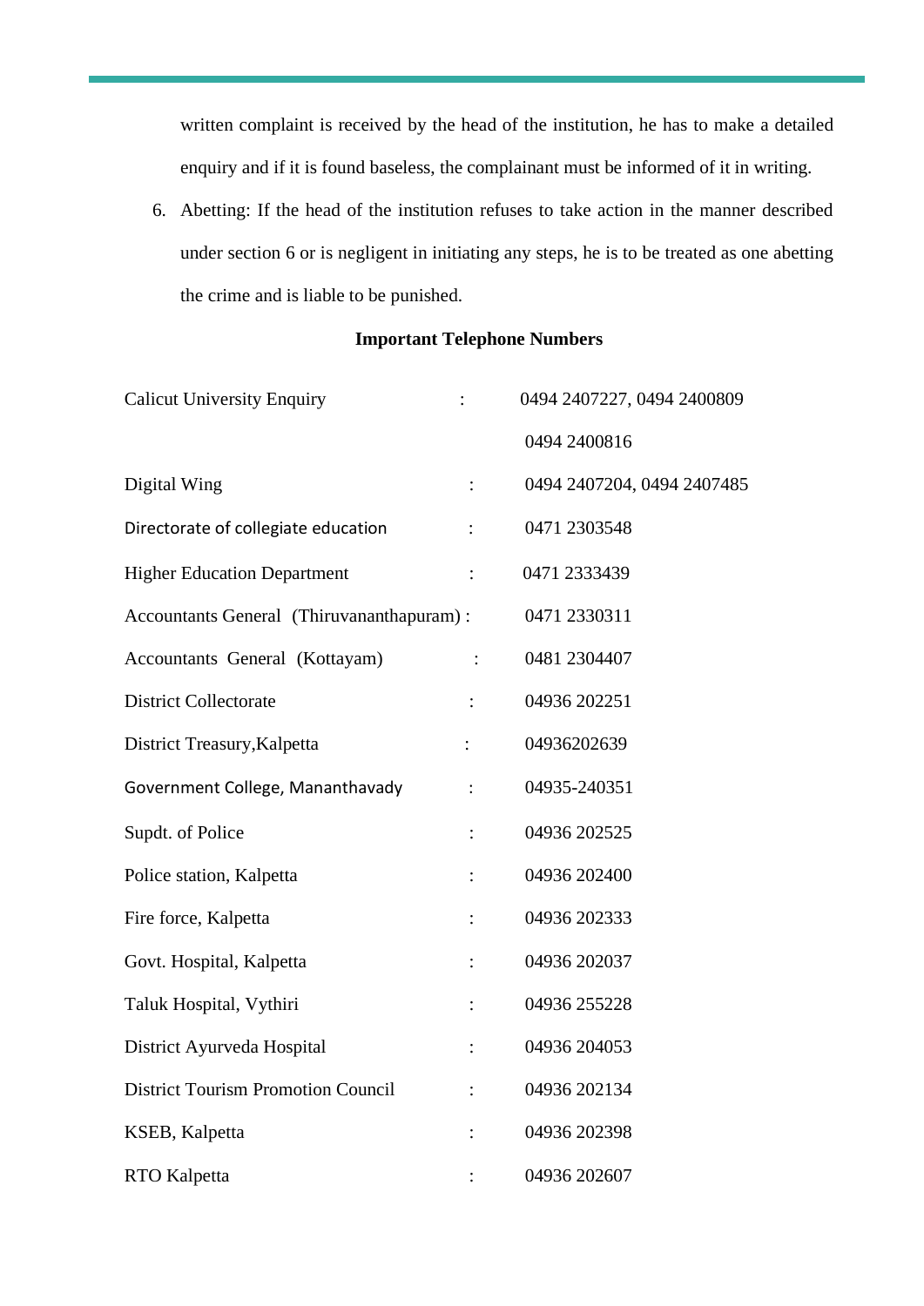written complaint is received by the head of the institution, he has to make a detailed enquiry and if it is found baseless, the complainant must be informed of it in writing.

6. Abetting: If the head of the institution refuses to take action in the manner described under section 6 or is negligent in initiating any steps, he is to be treated as one abetting the crime and is liable to be punished.

**Important Telephone Numbers**

| | | |
|---|---|---|
| Calicut University Enquiry | : | 0494 2407227, 0494 2400809 |
| | | 0494 2400816 |
| Digital Wing | : | 0494 2407204, 0494 2407485 |
| Directorate of collegiate education | : | 0471 2303548 |
| Higher Education Department | : | 0471 2333439 |
| Accountants General (Thiruvananthapuram) | : | 0471 2330311 |
| Accountants General (Kottayam) | : | 0481 2304407 |
| District Collectorate | : | 04936 202251 |
| District Treasury,Kalpetta | : | 04936202639 |
| Government College, Mananthavady | : | 04935-240351 |
| Supdt. of Police | : | 04936 202525 |
| Police station, Kalpetta | : | 04936 202400 |
| Fire force, Kalpetta | : | 04936 202333 |
| Govt. Hospital, Kalpetta | : | 04936 202037 |
| Taluk Hospital, Vythiri | : | 04936 255228 |
| District Ayurveda Hospital | : | 04936 204053 |
| District Tourism Promotion Council | : | 04936 202134 |
| KSEB, Kalpetta | : | 04936 202398 |
| RTO Kalpetta | : | 04936 202607 |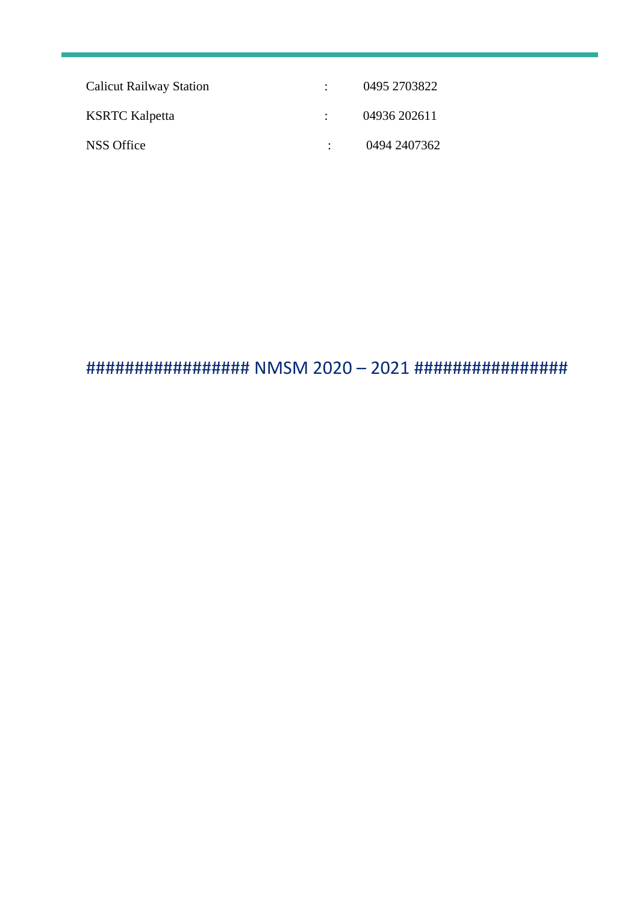| | | |
|---|---|---|
| Calicut Railway Station | : | 0495 2703822 |
| KSRTC Kalpetta | : | 04936 202611 |
| NSS Office | : | 0494 2407362 |

################# NMSM 2020 – 2021 ################